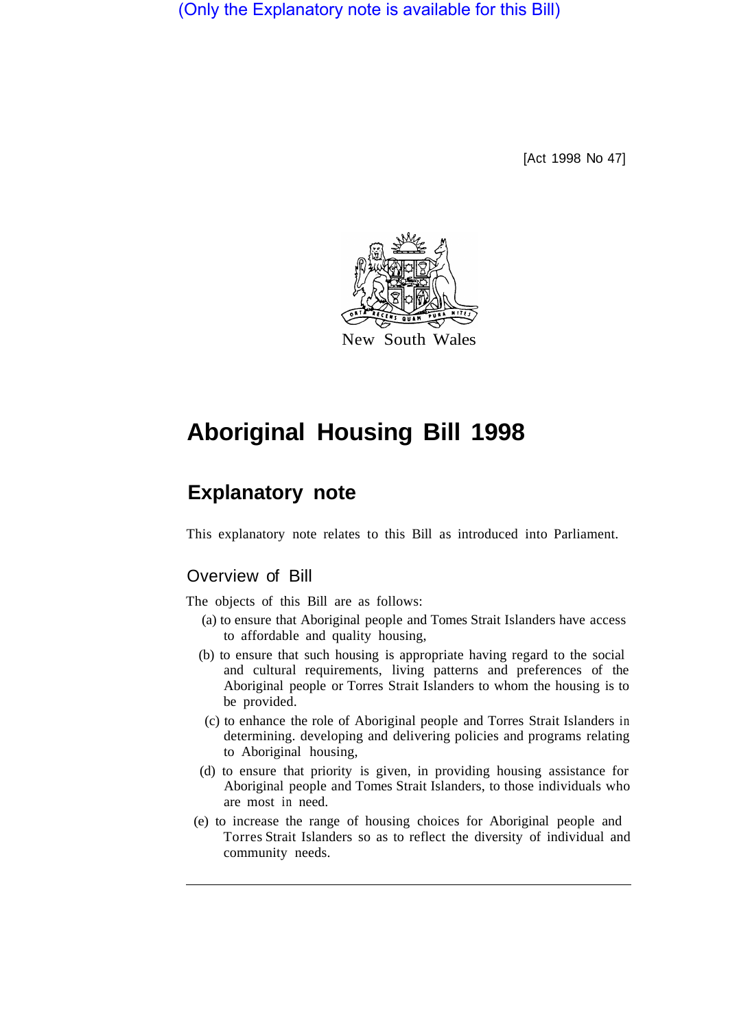(Only the Explanatory note is available for this Bill)

[Act 1998 No 47]

New South Wales

# Aboriginal Housing Bill 1998

## Explanatory note

This explanatory note relates to this Bill as introduced into Parliament.

### Overview of Bill

The objects of this Bill are as follows:

(a) to ensure that Aboriginal people and Tomes Strait Islanders have access to affordable and quality housing,

(b) to ensure that such housing is appropriate having regard to the social and cultural requirements, living patterns and preferences of the Aboriginal people or Torres Strait Islanders to whom the housing is to be provided.

(c) to enhance the role of Aboriginal people and Torres Strait Islanders in determining. developing and delivering policies and programs relating to Aboriginal housing,

(d) to ensure that priority is given, in providing housing assistance for Aboriginal people and Tomes Strait Islanders, to those individuals who are most in need.

(e) to increase the range of housing choices for Aboriginal people and Torres Strait Islanders so as to reflect the diversity of individual and community needs.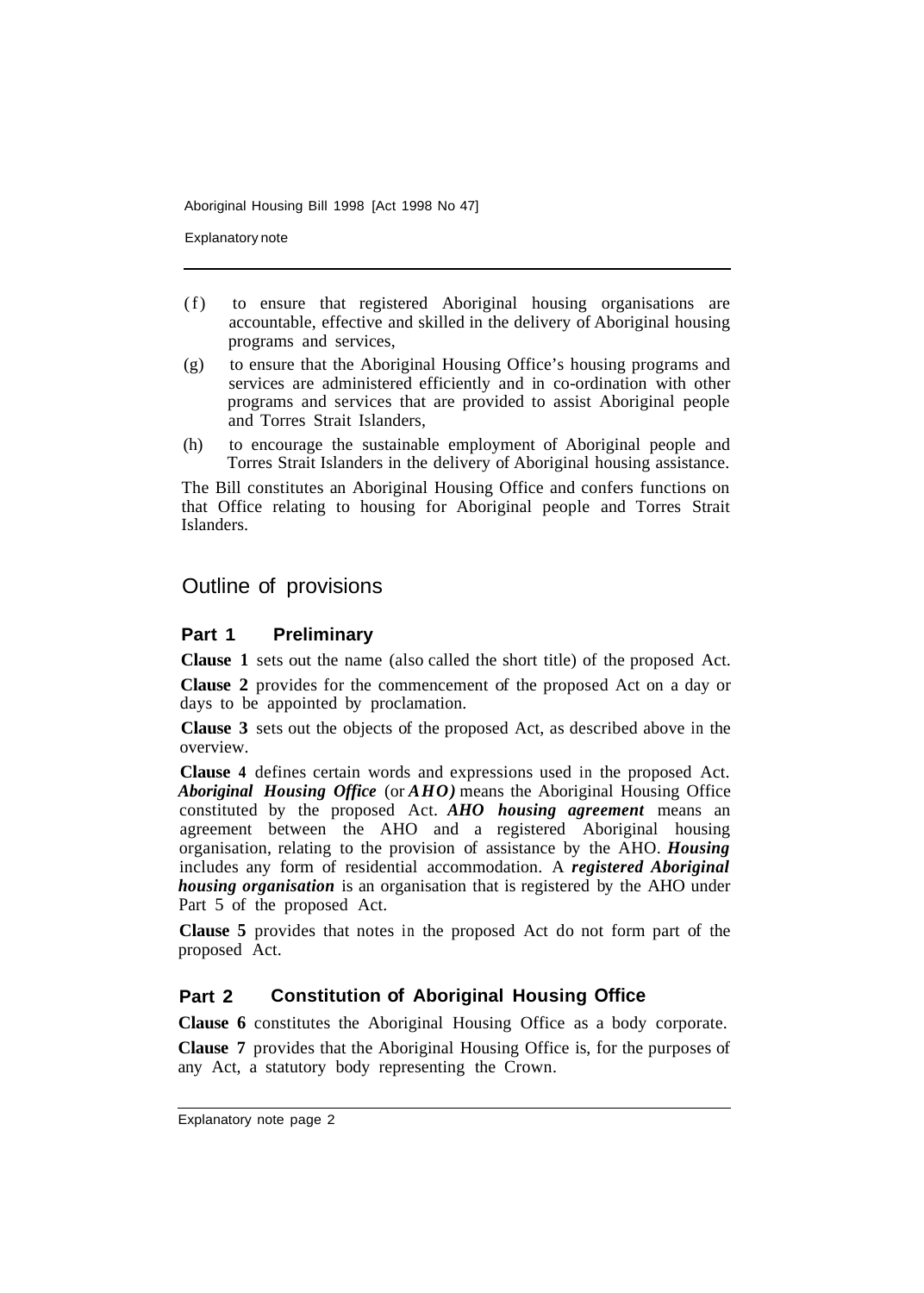(f) to ensure that registered Aboriginal housing organisations are accountable, effective and skilled in the delivery of Aboriginal housing programs and services,

(g) to ensure that the Aboriginal Housing Office's housing programs and services are administered efficiently and in co-ordination with other programs and services that are provided to assist Aboriginal people and Torres Strait Islanders,

(h) to encourage the sustainable employment of Aboriginal people and Torres Strait Islanders in the delivery of Aboriginal housing assistance.

The Bill constitutes an Aboriginal Housing Office and confers functions on that Office relating to housing for Aboriginal people and Torres Strait Islanders.

## Outline of provisions

### Part 1 Preliminary

**Clause 1** sets out the name (also called the short title) of the proposed Act.

**Clause 2** provides for the commencement of the proposed Act on a day or days to be appointed by proclamation.

**Clause 3** sets out the objects of the proposed Act, as described above in the overview.

**Clause 4** defines certain words and expressions used in the proposed Act. ***Aboriginal Housing Office*** (or ***AHO)*** means the Aboriginal Housing Office constituted by the proposed Act. ***AHO housing agreement*** means an agreement between the AHO and a registered Aboriginal housing organisation, relating to the provision of assistance by the AHO. ***Housing*** includes any form of residential accommodation. A ***registered Aboriginal housing organisation*** is an organisation that is registered by the AHO under Part 5 of the proposed Act.

**Clause 5** provides that notes in the proposed Act do not form part of the proposed Act.

### Part 2 Constitution of Aboriginal Housing Office

**Clause 6** constitutes the Aboriginal Housing Office as a body corporate.

**Clause 7** provides that the Aboriginal Housing Office is, for the purposes of any Act, a statutory body representing the Crown.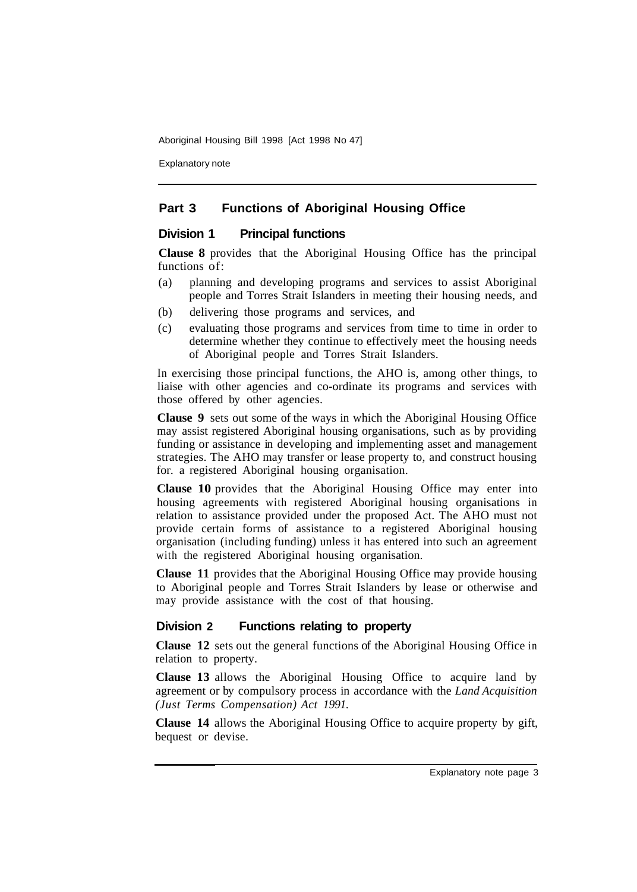## Part 3 Functions of Aboriginal Housing Office

### Division 1 Principal functions

**Clause 8** provides that the Aboriginal Housing Office has the principal functions of:

(a) planning and developing programs and services to assist Aboriginal people and Torres Strait Islanders in meeting their housing needs, and

(b) delivering those programs and services, and

(c) evaluating those programs and services from time to time in order to determine whether they continue to effectively meet the housing needs of Aboriginal people and Torres Strait Islanders.

In exercising those principal functions, the AHO is, among other things, to liaise with other agencies and co-ordinate its programs and services with those offered by other agencies.

**Clause 9** sets out some of the ways in which the Aboriginal Housing Office may assist registered Aboriginal housing organisations, such as by providing funding or assistance in developing and implementing asset and management strategies. The AHO may transfer or lease property to, and construct housing for. a registered Aboriginal housing organisation.

**Clause 10** provides that the Aboriginal Housing Office may enter into housing agreements with registered Aboriginal housing organisations in relation to assistance provided under the proposed Act. The AHO must not provide certain forms of assistance to a registered Aboriginal housing organisation (including funding) unless it has entered into such an agreement with the registered Aboriginal housing organisation.

**Clause 11** provides that the Aboriginal Housing Office may provide housing to Aboriginal people and Torres Strait Islanders by lease or otherwise and may provide assistance with the cost of that housing.

### Division 2 Functions relating to property

**Clause 12** sets out the general functions of the Aboriginal Housing Office in relation to property.

**Clause 13** allows the Aboriginal Housing Office to acquire land by agreement or by compulsory process in accordance with the *Land Acquisition (Just Terms Compensation) Act 1991.*

**Clause 14** allows the Aboriginal Housing Office to acquire property by gift, bequest or devise.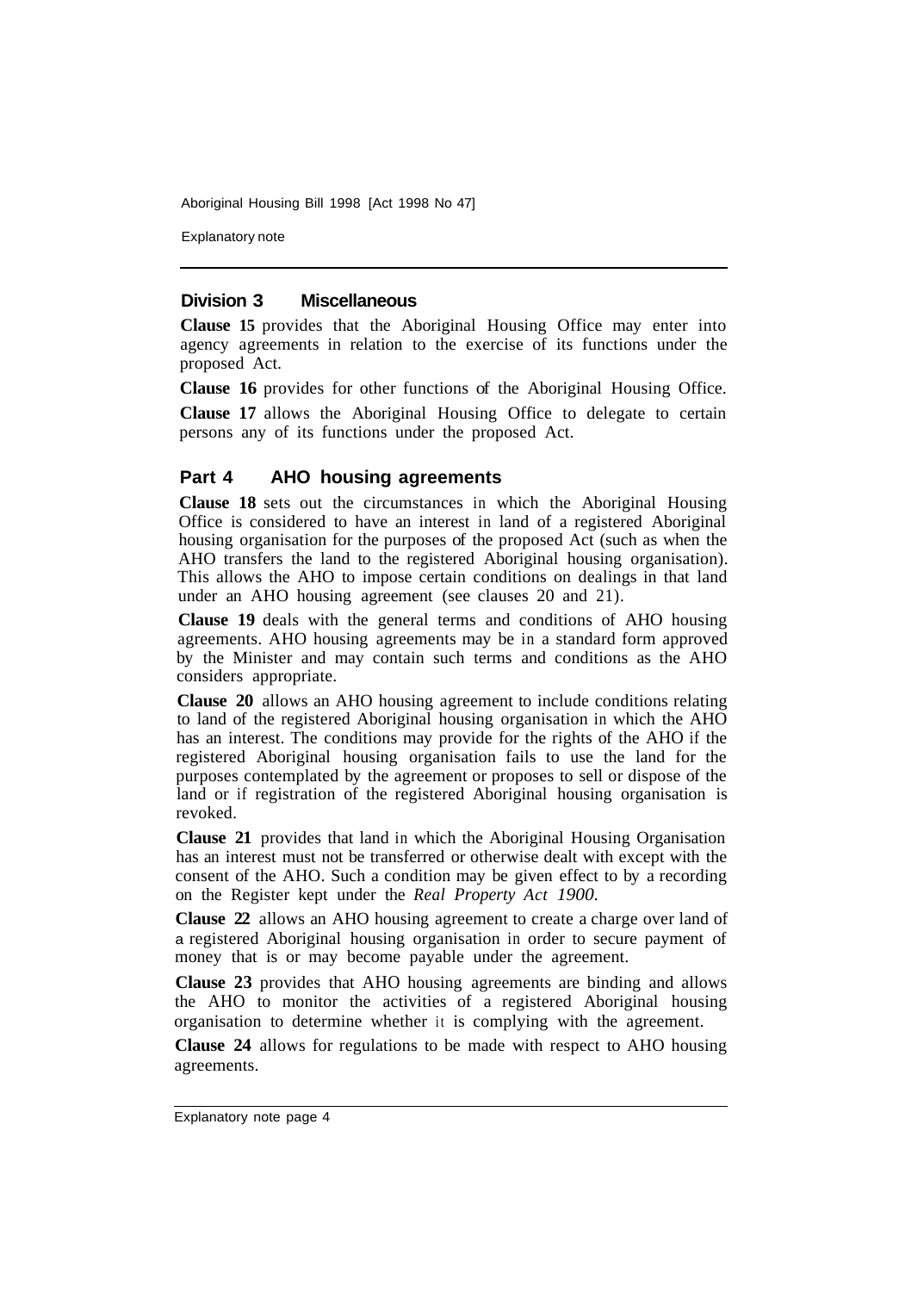### Division 3 Miscellaneous

**Clause 15** provides that the Aboriginal Housing Office may enter into agency agreements in relation to the exercise of its functions under the proposed Act.

**Clause 16** provides for other functions of the Aboriginal Housing Office.

**Clause 17** allows the Aboriginal Housing Office to delegate to certain persons any of its functions under the proposed Act.

## Part 4 AHO housing agreements

**Clause 18** sets out the circumstances in which the Aboriginal Housing Office is considered to have an interest in land of a registered Aboriginal housing organisation for the purposes of the proposed Act (such as when the AHO transfers the land to the registered Aboriginal housing organisation). This allows the AHO to impose certain conditions on dealings in that land under an AHO housing agreement (see clauses 20 and 21).

**Clause 19** deals with the general terms and conditions of AHO housing agreements. AHO housing agreements may be in a standard form approved by the Minister and may contain such terms and conditions as the AHO considers appropriate.

**Clause 20** allows an AHO housing agreement to include conditions relating to land of the registered Aboriginal housing organisation in which the AHO has an interest. The conditions may provide for the rights of the AHO if the registered Aboriginal housing organisation fails to use the land for the purposes contemplated by the agreement or proposes to sell or dispose of the land or if registration of the registered Aboriginal housing organisation is revoked.

**Clause 21** provides that land in which the Aboriginal Housing Organisation has an interest must not be transferred or otherwise dealt with except with the consent of the AHO. Such a condition may be given effect to by a recording on the Register kept under the *Real Property Act 1900*.

**Clause 22** allows an AHO housing agreement to create a charge over land of a registered Aboriginal housing organisation in order to secure payment of money that is or may become payable under the agreement.

**Clause 23** provides that AHO housing agreements are binding and allows the AHO to monitor the activities of a registered Aboriginal housing organisation to determine whether it is complying with the agreement.

**Clause 24** allows for regulations to be made with respect to AHO housing agreements.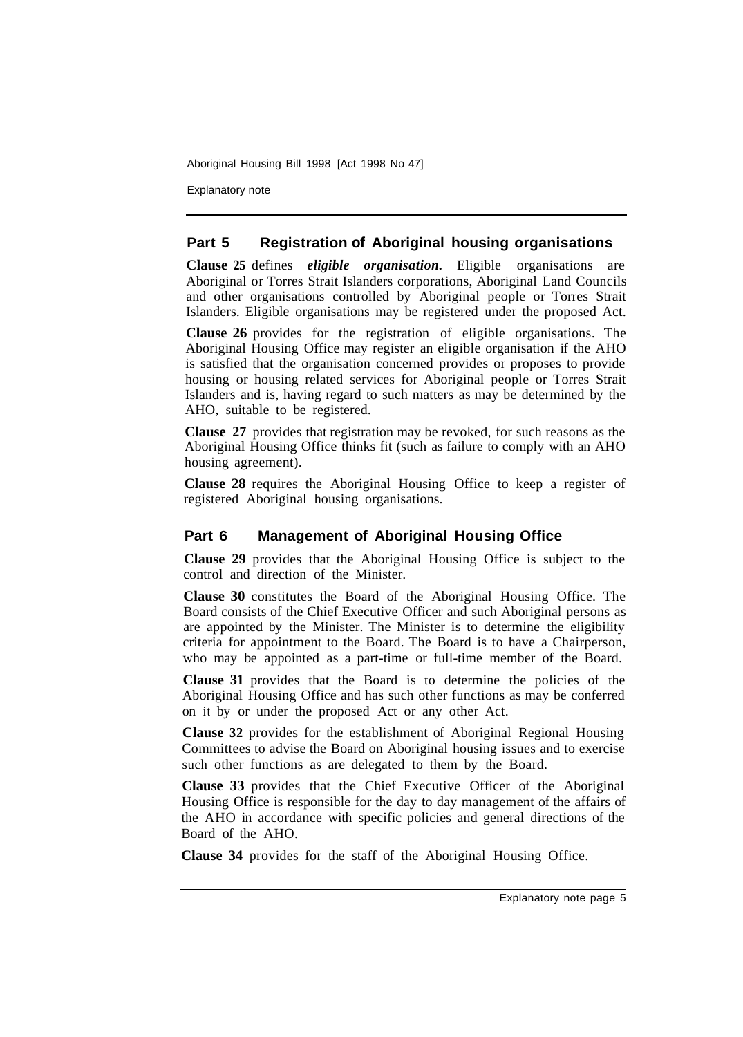## Part 5 Registration of Aboriginal housing organisations

**Clause 25** defines ***eligible organisation.*** Eligible organisations are Aboriginal or Torres Strait Islanders corporations, Aboriginal Land Councils and other organisations controlled by Aboriginal people or Torres Strait Islanders. Eligible organisations may be registered under the proposed Act.

**Clause 26** provides for the registration of eligible organisations. The Aboriginal Housing Office may register an eligible organisation if the AHO is satisfied that the organisation concerned provides or proposes to provide housing or housing related services for Aboriginal people or Torres Strait Islanders and is, having regard to such matters as may be determined by the AHO, suitable to be registered.

**Clause 27** provides that registration may be revoked, for such reasons as the Aboriginal Housing Office thinks fit (such as failure to comply with an AHO housing agreement).

**Clause 28** requires the Aboriginal Housing Office to keep a register of registered Aboriginal housing organisations.

## Part 6 Management of Aboriginal Housing Office

**Clause 29** provides that the Aboriginal Housing Office is subject to the control and direction of the Minister.

**Clause 30** constitutes the Board of the Aboriginal Housing Office. The Board consists of the Chief Executive Officer and such Aboriginal persons as are appointed by the Minister. The Minister is to determine the eligibility criteria for appointment to the Board. The Board is to have a Chairperson, who may be appointed as a part-time or full-time member of the Board.

**Clause 31** provides that the Board is to determine the policies of the Aboriginal Housing Office and has such other functions as may be conferred on it by or under the proposed Act or any other Act.

**Clause 32** provides for the establishment of Aboriginal Regional Housing Committees to advise the Board on Aboriginal housing issues and to exercise such other functions as are delegated to them by the Board.

**Clause 33** provides that the Chief Executive Officer of the Aboriginal Housing Office is responsible for the day to day management of the affairs of the AHO in accordance with specific policies and general directions of the Board of the AHO.

**Clause 34** provides for the staff of the Aboriginal Housing Office.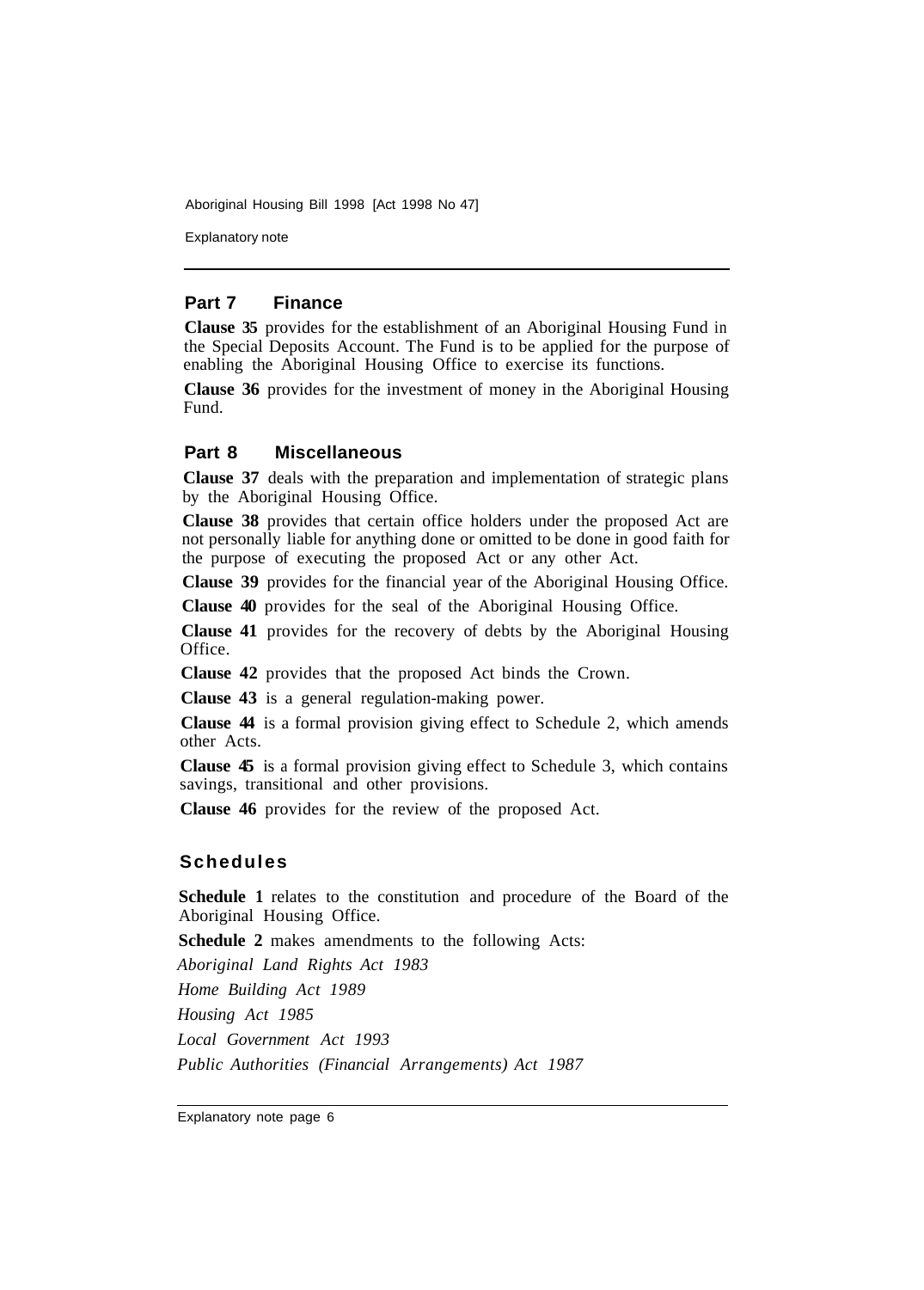## Part 7 Finance

**Clause 35** provides for the establishment of an Aboriginal Housing Fund in the Special Deposits Account. The Fund is to be applied for the purpose of enabling the Aboriginal Housing Office to exercise its functions.

**Clause 36** provides for the investment of money in the Aboriginal Housing Fund.

## Part 8 Miscellaneous

**Clause 37** deals with the preparation and implementation of strategic plans by the Aboriginal Housing Office.

**Clause 38** provides that certain office holders under the proposed Act are not personally liable for anything done or omitted to be done in good faith for the purpose of executing the proposed Act or any other Act.

**Clause 39** provides for the financial year of the Aboriginal Housing Office.

**Clause 40** provides for the seal of the Aboriginal Housing Office.

**Clause 41** provides for the recovery of debts by the Aboriginal Housing Office.

**Clause 42** provides that the proposed Act binds the Crown.

**Clause 43** is a general regulation-making power.

**Clause 44** is a formal provision giving effect to Schedule 2, which amends other Acts.

**Clause 45** is a formal provision giving effect to Schedule 3, which contains savings, transitional and other provisions.

**Clause 46** provides for the review of the proposed Act.

## Schedules

**Schedule 1** relates to the constitution and procedure of the Board of the Aboriginal Housing Office.

**Schedule 2** makes amendments to the following Acts:

*Aboriginal Land Rights Act 1983*

*Home Building Act 1989*

*Housing Act 1985*

*Local Government Act 1993*

*Public Authorities (Financial Arrangements) Act 1987*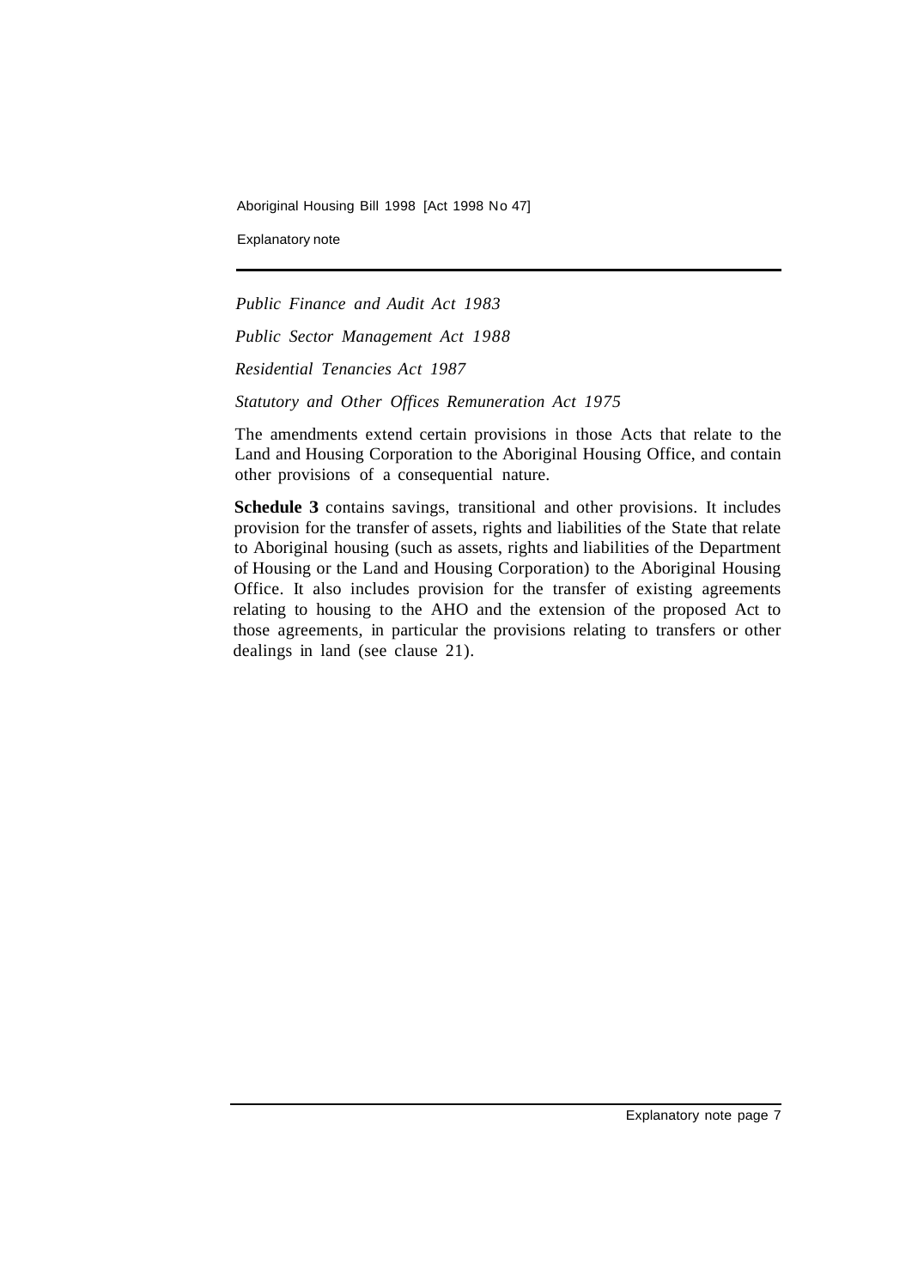*Public Finance and Audit Act 1983*

*Public Sector Management Act 1988*

*Residential Tenancies Act 1987*

*Statutory and Other Offices Remuneration Act 1975*

The amendments extend certain provisions in those Acts that relate to the Land and Housing Corporation to the Aboriginal Housing Office, and contain other provisions of a consequential nature.

**Schedule 3** contains savings, transitional and other provisions. It includes provision for the transfer of assets, rights and liabilities of the State that relate to Aboriginal housing (such as assets, rights and liabilities of the Department of Housing or the Land and Housing Corporation) to the Aboriginal Housing Office. It also includes provision for the transfer of existing agreements relating to housing to the AHO and the extension of the proposed Act to those agreements, in particular the provisions relating to transfers or other dealings in land (see clause 21).